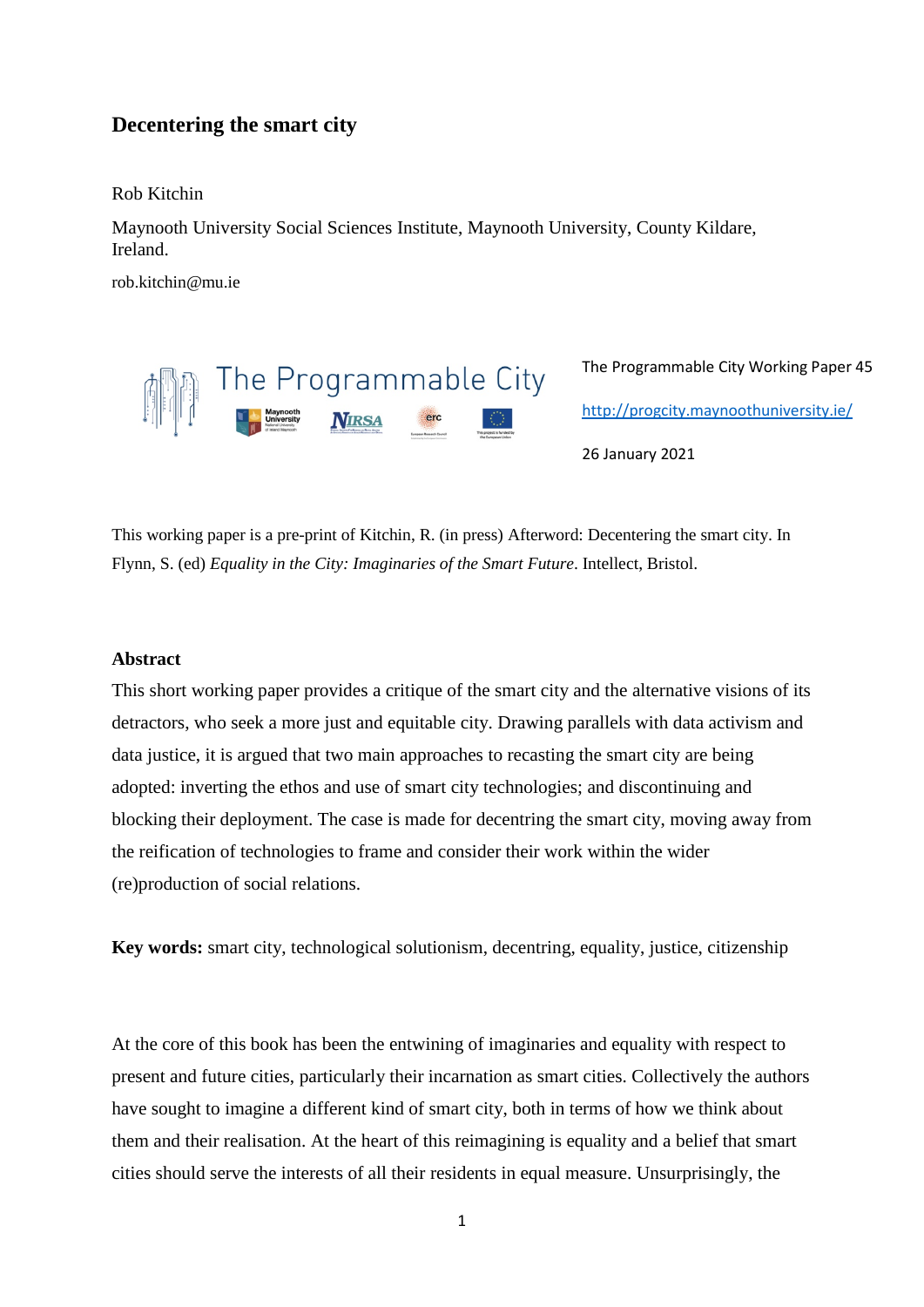# Decentering the smart city

Rob Kitchin

Maynooth University Social Sciences Institute, Maynooth University, County Kildare, Ireland.

rob.kitchin@mu.ie

The Programmable City

The Programmable City Working Paper 45

http://progcity.maynoothuniversity.ie/

26 January 2021

This working paper is a pre-print of Kitchin, R. (in press) Afterword: Decentering the smart city. In Flynn, S. (ed) *Equality in the City: Imaginaries of the Smart Future*. Intellect, Bristol.

## Abstract

This short working paper provides a critique of the smart city and the alternative visions of its detractors, who seek a more just and equitable city. Drawing parallels with data activism and data justice, it is argued that two main approaches to recasting the smart city are being adopted: inverting the ethos and use of smart city technologies; and discontinuing and blocking their deployment. The case is made for decentring the smart city, moving away from the reification of technologies to frame and consider their work within the wider (re)production of social relations.

**Key words:** smart city, technological solutionism, decentring, equality, justice, citizenship

At the core of this book has been the entwining of imaginaries and equality with respect to present and future cities, particularly their incarnation as smart cities. Collectively the authors have sought to imagine a different kind of smart city, both in terms of how we think about them and their realisation. At the heart of this reimagining is equality and a belief that smart cities should serve the interests of all their residents in equal measure. Unsurprisingly, the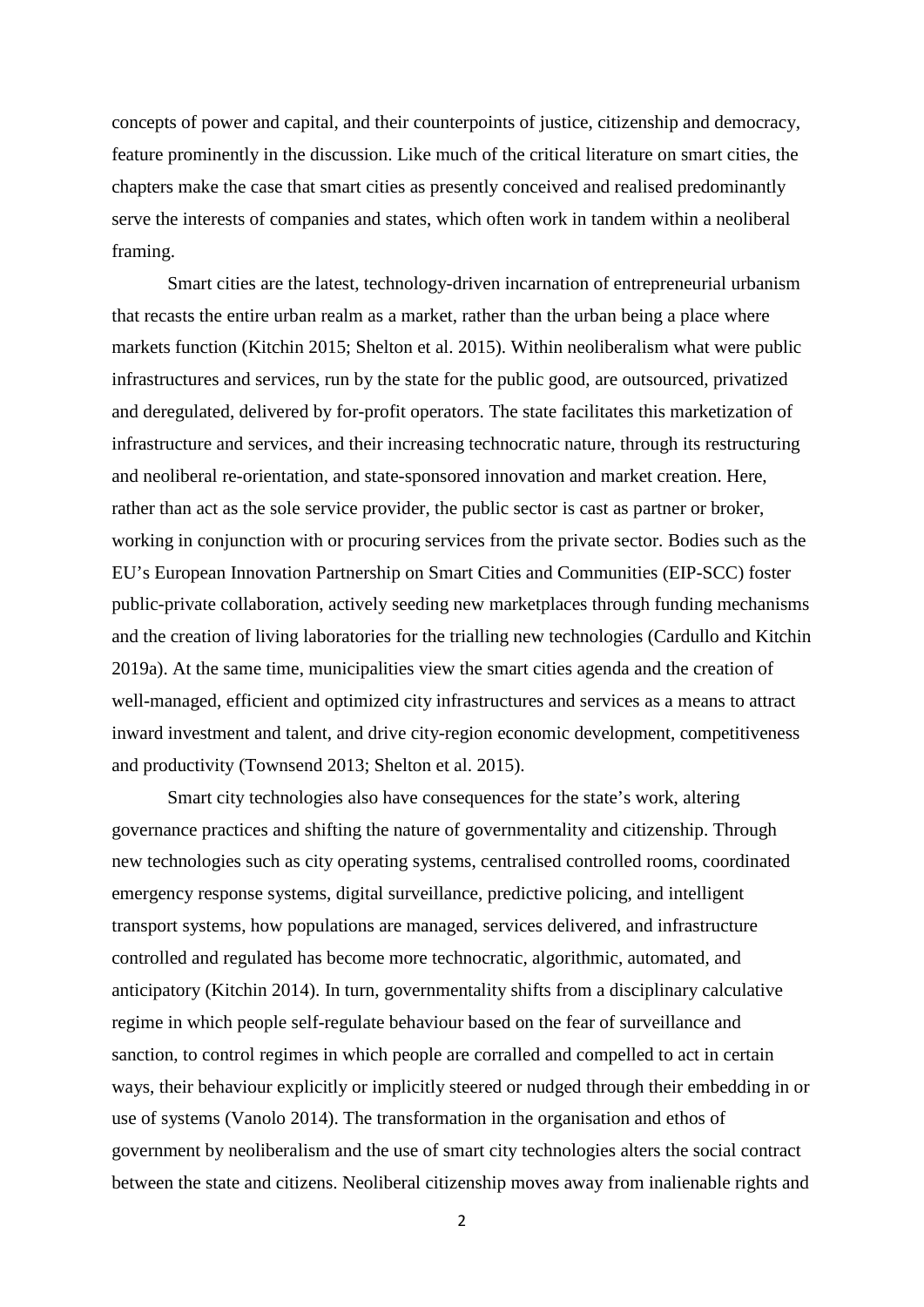concepts of power and capital, and their counterpoints of justice, citizenship and democracy, feature prominently in the discussion. Like much of the critical literature on smart cities, the chapters make the case that smart cities as presently conceived and realised predominantly serve the interests of companies and states, which often work in tandem within a neoliberal framing.

Smart cities are the latest, technology-driven incarnation of entrepreneurial urbanism that recasts the entire urban realm as a market, rather than the urban being a place where markets function (Kitchin 2015; Shelton et al. 2015). Within neoliberalism what were public infrastructures and services, run by the state for the public good, are outsourced, privatized and deregulated, delivered by for-profit operators. The state facilitates this marketization of infrastructure and services, and their increasing technocratic nature, through its restructuring and neoliberal re-orientation, and state-sponsored innovation and market creation. Here, rather than act as the sole service provider, the public sector is cast as partner or broker, working in conjunction with or procuring services from the private sector. Bodies such as the EU's European Innovation Partnership on Smart Cities and Communities (EIP-SCC) foster public-private collaboration, actively seeding new marketplaces through funding mechanisms and the creation of living laboratories for the trialling new technologies (Cardullo and Kitchin 2019a). At the same time, municipalities view the smart cities agenda and the creation of well-managed, efficient and optimized city infrastructures and services as a means to attract inward investment and talent, and drive city-region economic development, competitiveness and productivity (Townsend 2013; Shelton et al. 2015).

Smart city technologies also have consequences for the state's work, altering governance practices and shifting the nature of governmentality and citizenship. Through new technologies such as city operating systems, centralised controlled rooms, coordinated emergency response systems, digital surveillance, predictive policing, and intelligent transport systems, how populations are managed, services delivered, and infrastructure controlled and regulated has become more technocratic, algorithmic, automated, and anticipatory (Kitchin 2014). In turn, governmentality shifts from a disciplinary calculative regime in which people self-regulate behaviour based on the fear of surveillance and sanction, to control regimes in which people are corralled and compelled to act in certain ways, their behaviour explicitly or implicitly steered or nudged through their embedding in or use of systems (Vanolo 2014). The transformation in the organisation and ethos of government by neoliberalism and the use of smart city technologies alters the social contract between the state and citizens. Neoliberal citizenship moves away from inalienable rights and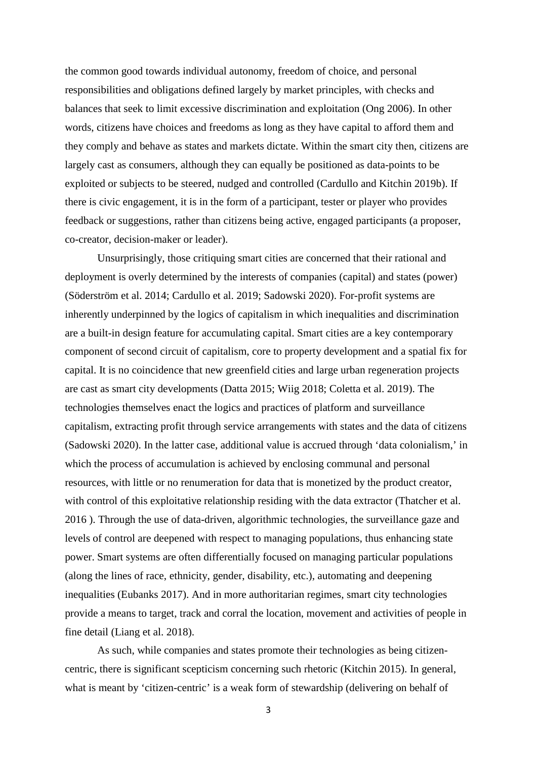the common good towards individual autonomy, freedom of choice, and personal responsibilities and obligations defined largely by market principles, with checks and balances that seek to limit excessive discrimination and exploitation (Ong 2006). In other words, citizens have choices and freedoms as long as they have capital to afford them and they comply and behave as states and markets dictate. Within the smart city then, citizens are largely cast as consumers, although they can equally be positioned as data-points to be exploited or subjects to be steered, nudged and controlled (Cardullo and Kitchin 2019b). If there is civic engagement, it is in the form of a participant, tester or player who provides feedback or suggestions, rather than citizens being active, engaged participants (a proposer, co-creator, decision-maker or leader).

Unsurprisingly, those critiquing smart cities are concerned that their rational and deployment is overly determined by the interests of companies (capital) and states (power) (Söderström et al. 2014; Cardullo et al. 2019; Sadowski 2020). For-profit systems are inherently underpinned by the logics of capitalism in which inequalities and discrimination are a built-in design feature for accumulating capital. Smart cities are a key contemporary component of second circuit of capitalism, core to property development and a spatial fix for capital. It is no coincidence that new greenfield cities and large urban regeneration projects are cast as smart city developments (Datta 2015; Wiig 2018; Coletta et al. 2019). The technologies themselves enact the logics and practices of platform and surveillance capitalism, extracting profit through service arrangements with states and the data of citizens (Sadowski 2020). In the latter case, additional value is accrued through 'data colonialism,' in which the process of accumulation is achieved by enclosing communal and personal resources, with little or no renumeration for data that is monetized by the product creator, with control of this exploitative relationship residing with the data extractor (Thatcher et al. 2016 ). Through the use of data-driven, algorithmic technologies, the surveillance gaze and levels of control are deepened with respect to managing populations, thus enhancing state power. Smart systems are often differentially focused on managing particular populations (along the lines of race, ethnicity, gender, disability, etc.), automating and deepening inequalities (Eubanks 2017). And in more authoritarian regimes, smart city technologies provide a means to target, track and corral the location, movement and activities of people in fine detail (Liang et al. 2018).

As such, while companies and states promote their technologies as being citizen-centric, there is significant scepticism concerning such rhetoric (Kitchin 2015). In general, what is meant by 'citizen-centric' is a weak form of stewardship (delivering on behalf of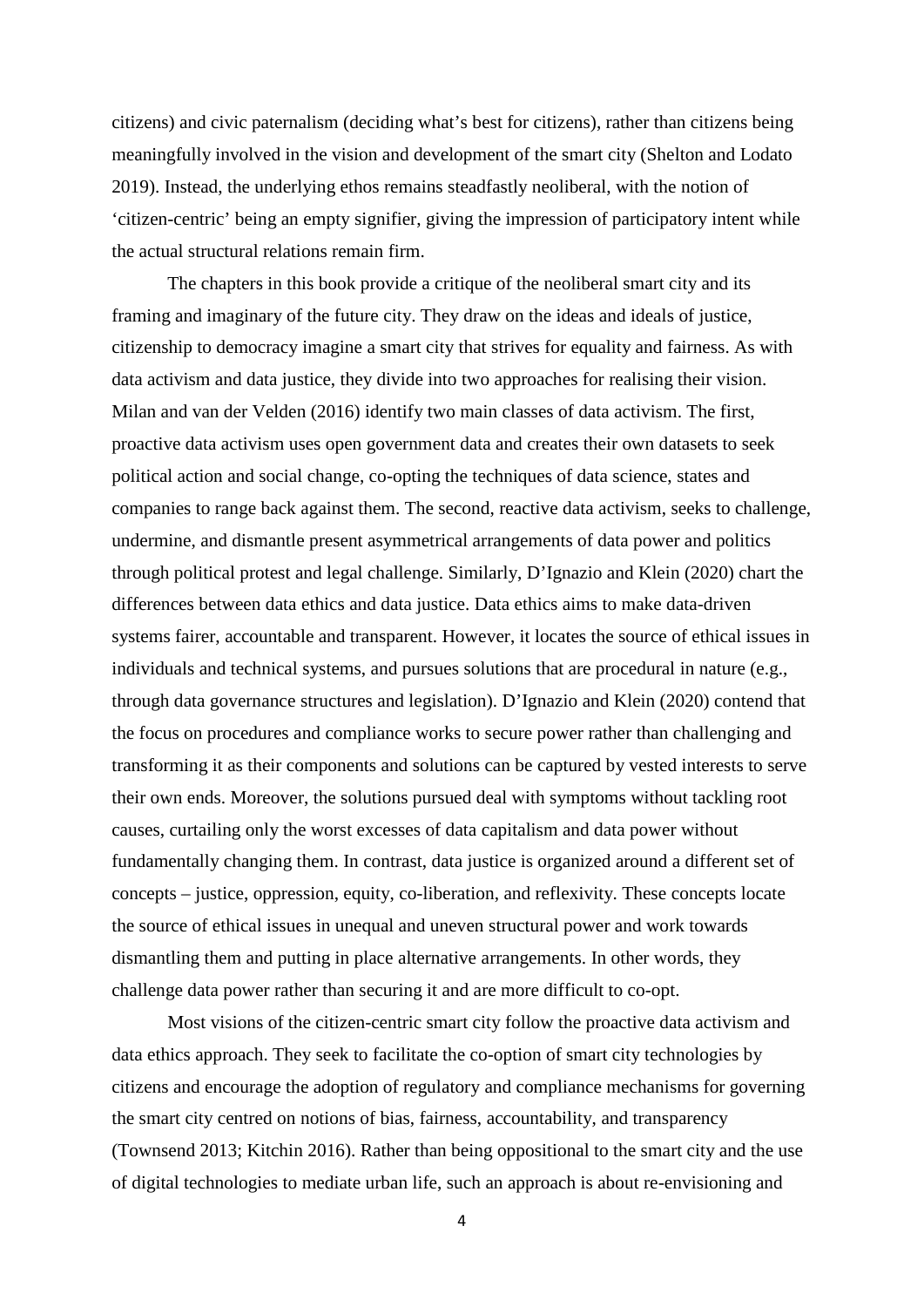citizens) and civic paternalism (deciding what's best for citizens), rather than citizens being meaningfully involved in the vision and development of the smart city (Shelton and Lodato 2019). Instead, the underlying ethos remains steadfastly neoliberal, with the notion of 'citizen-centric' being an empty signifier, giving the impression of participatory intent while the actual structural relations remain firm.

The chapters in this book provide a critique of the neoliberal smart city and its framing and imaginary of the future city. They draw on the ideas and ideals of justice, citizenship to democracy imagine a smart city that strives for equality and fairness. As with data activism and data justice, they divide into two approaches for realising their vision. Milan and van der Velden (2016) identify two main classes of data activism. The first, proactive data activism uses open government data and creates their own datasets to seek political action and social change, co-opting the techniques of data science, states and companies to range back against them. The second, reactive data activism, seeks to challenge, undermine, and dismantle present asymmetrical arrangements of data power and politics through political protest and legal challenge. Similarly, D'Ignazio and Klein (2020) chart the differences between data ethics and data justice. Data ethics aims to make data-driven systems fairer, accountable and transparent. However, it locates the source of ethical issues in individuals and technical systems, and pursues solutions that are procedural in nature (e.g., through data governance structures and legislation). D'Ignazio and Klein (2020) contend that the focus on procedures and compliance works to secure power rather than challenging and transforming it as their components and solutions can be captured by vested interests to serve their own ends. Moreover, the solutions pursued deal with symptoms without tackling root causes, curtailing only the worst excesses of data capitalism and data power without fundamentally changing them. In contrast, data justice is organized around a different set of concepts – justice, oppression, equity, co-liberation, and reflexivity. These concepts locate the source of ethical issues in unequal and uneven structural power and work towards dismantling them and putting in place alternative arrangements. In other words, they challenge data power rather than securing it and are more difficult to co-opt.

Most visions of the citizen-centric smart city follow the proactive data activism and data ethics approach. They seek to facilitate the co-option of smart city technologies by citizens and encourage the adoption of regulatory and compliance mechanisms for governing the smart city centred on notions of bias, fairness, accountability, and transparency (Townsend 2013; Kitchin 2016). Rather than being oppositional to the smart city and the use of digital technologies to mediate urban life, such an approach is about re-envisioning and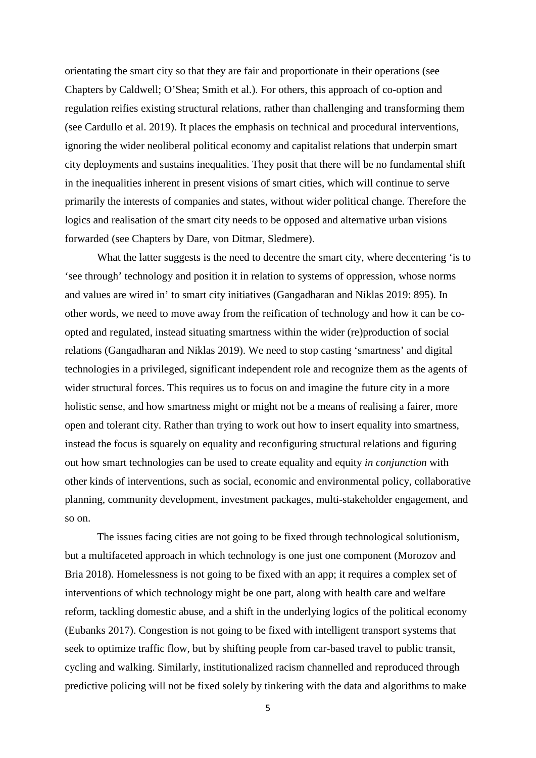orientating the smart city so that they are fair and proportionate in their operations (see Chapters by Caldwell; O'Shea; Smith et al.). For others, this approach of co-option and regulation reifies existing structural relations, rather than challenging and transforming them (see Cardullo et al. 2019). It places the emphasis on technical and procedural interventions, ignoring the wider neoliberal political economy and capitalist relations that underpin smart city deployments and sustains inequalities. They posit that there will be no fundamental shift in the inequalities inherent in present visions of smart cities, which will continue to serve primarily the interests of companies and states, without wider political change. Therefore the logics and realisation of the smart city needs to be opposed and alternative urban visions forwarded (see Chapters by Dare, von Ditmar, Sledmere).

What the latter suggests is the need to decentre the smart city, where decentering 'is to 'see through' technology and position it in relation to systems of oppression, whose norms and values are wired in' to smart city initiatives (Gangadharan and Niklas 2019: 895). In other words, we need to move away from the reification of technology and how it can be co-opted and regulated, instead situating smartness within the wider (re)production of social relations (Gangadharan and Niklas 2019). We need to stop casting 'smartness' and digital technologies in a privileged, significant independent role and recognize them as the agents of wider structural forces. This requires us to focus on and imagine the future city in a more holistic sense, and how smartness might or might not be a means of realising a fairer, more open and tolerant city. Rather than trying to work out how to insert equality into smartness, instead the focus is squarely on equality and reconfiguring structural relations and figuring out how smart technologies can be used to create equality and equity *in conjunction* with other kinds of interventions, such as social, economic and environmental policy, collaborative planning, community development, investment packages, multi-stakeholder engagement, and so on.

The issues facing cities are not going to be fixed through technological solutionism, but a multifaceted approach in which technology is one just one component (Morozov and Bria 2018). Homelessness is not going to be fixed with an app; it requires a complex set of interventions of which technology might be one part, along with health care and welfare reform, tackling domestic abuse, and a shift in the underlying logics of the political economy (Eubanks 2017). Congestion is not going to be fixed with intelligent transport systems that seek to optimize traffic flow, but by shifting people from car-based travel to public transit, cycling and walking. Similarly, institutionalized racism channelled and reproduced through predictive policing will not be fixed solely by tinkering with the data and algorithms to make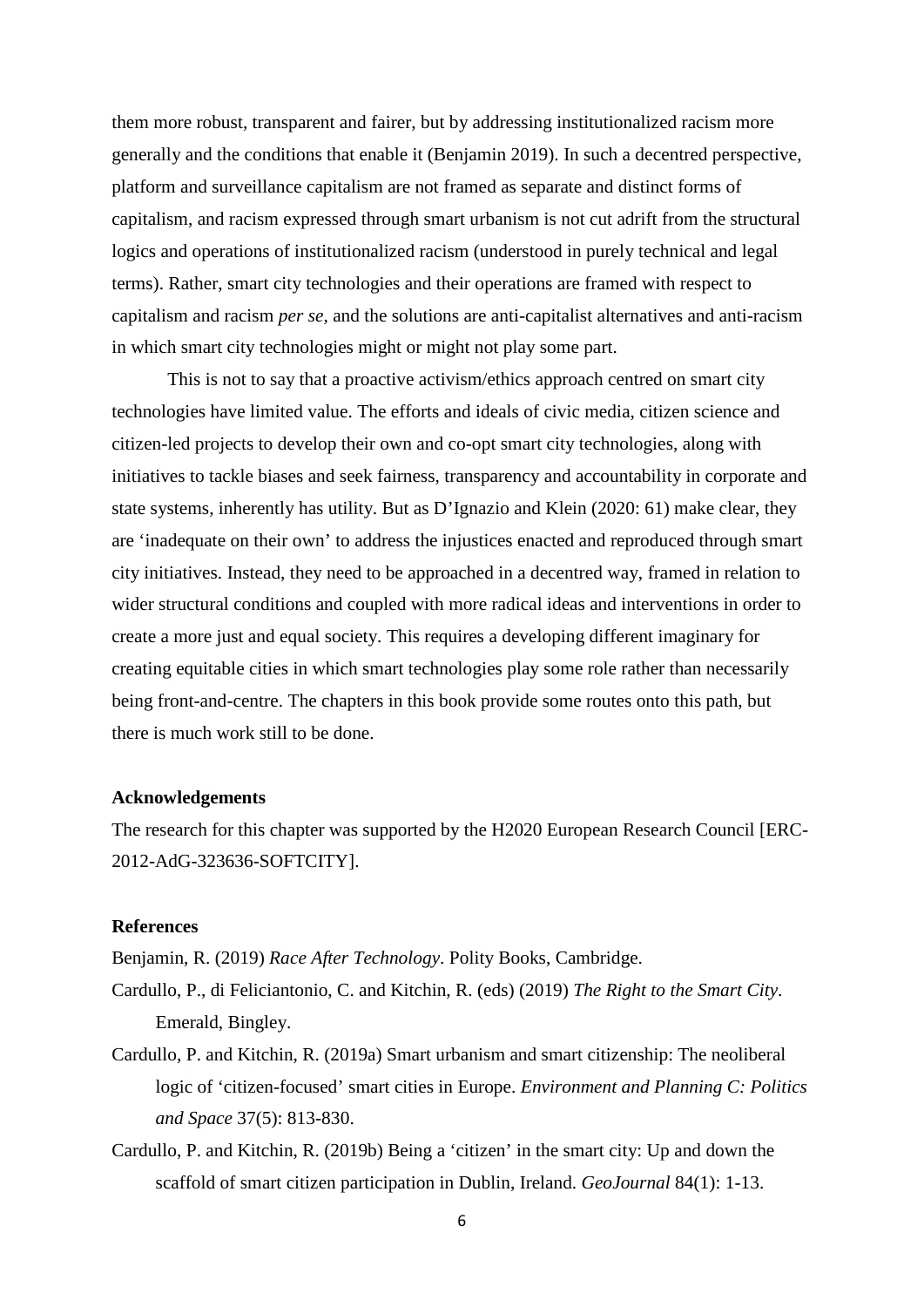them more robust, transparent and fairer, but by addressing institutionalized racism more generally and the conditions that enable it (Benjamin 2019). In such a decentred perspective, platform and surveillance capitalism are not framed as separate and distinct forms of capitalism, and racism expressed through smart urbanism is not cut adrift from the structural logics and operations of institutionalized racism (understood in purely technical and legal terms). Rather, smart city technologies and their operations are framed with respect to capitalism and racism *per se*, and the solutions are anti-capitalist alternatives and anti-racism in which smart city technologies might or might not play some part.

This is not to say that a proactive activism/ethics approach centred on smart city technologies have limited value. The efforts and ideals of civic media, citizen science and citizen-led projects to develop their own and co-opt smart city technologies, along with initiatives to tackle biases and seek fairness, transparency and accountability in corporate and state systems, inherently has utility. But as D'Ignazio and Klein (2020: 61) make clear, they are 'inadequate on their own' to address the injustices enacted and reproduced through smart city initiatives. Instead, they need to be approached in a decentred way, framed in relation to wider structural conditions and coupled with more radical ideas and interventions in order to create a more just and equal society. This requires a developing different imaginary for creating equitable cities in which smart technologies play some role rather than necessarily being front-and-centre. The chapters in this book provide some routes onto this path, but there is much work still to be done.

**Acknowledgements**

The research for this chapter was supported by the H2020 European Research Council [ERC-2012-AdG-323636-SOFTCITY].

**References**

Benjamin, R. (2019) *Race After Technology*. Polity Books, Cambridge.

Cardullo, P., di Feliciantonio, C. and Kitchin, R. (eds) (2019) *The Right to the Smart City*. Emerald, Bingley.

Cardullo, P. and Kitchin, R. (2019a) Smart urbanism and smart citizenship: The neoliberal logic of 'citizen-focused' smart cities in Europe. *Environment and Planning C: Politics and Space* 37(5): 813-830.

Cardullo, P. and Kitchin, R. (2019b) Being a 'citizen' in the smart city: Up and down the scaffold of smart citizen participation in Dublin, Ireland. *GeoJournal* 84(1): 1-13.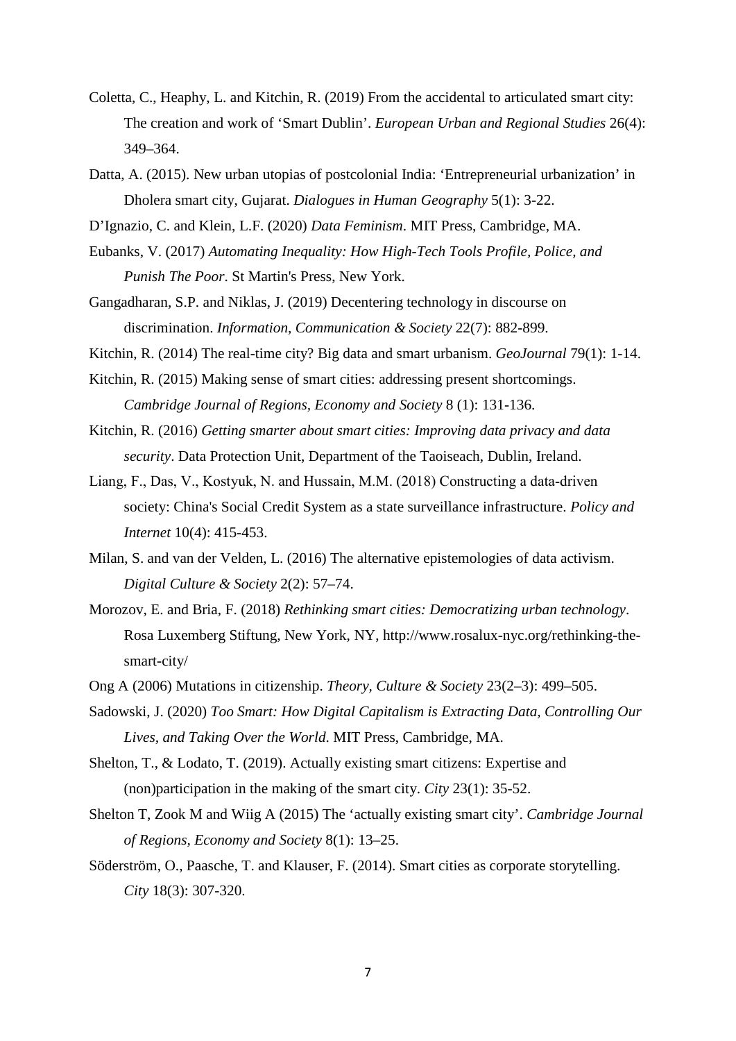Coletta, C., Heaphy, L. and Kitchin, R. (2019) From the accidental to articulated smart city: The creation and work of 'Smart Dublin'. *European Urban and Regional Studies* 26(4): 349–364.

Datta, A. (2015). New urban utopias of postcolonial India: 'Entrepreneurial urbanization' in Dholera smart city, Gujarat. *Dialogues in Human Geography* 5(1): 3-22.

D'Ignazio, C. and Klein, L.F. (2020) *Data Feminism*. MIT Press, Cambridge, MA.

Eubanks, V. (2017) *Automating Inequality: How High-Tech Tools Profile, Police, and Punish The Poor*. St Martin's Press, New York.

Gangadharan, S.P. and Niklas, J. (2019) Decentering technology in discourse on discrimination. *Information, Communication & Society* 22(7): 882-899.

Kitchin, R. (2014) The real-time city? Big data and smart urbanism. *GeoJournal* 79(1): 1-14.

Kitchin, R. (2015) Making sense of smart cities: addressing present shortcomings. *Cambridge Journal of Regions, Economy and Society* 8 (1): 131-136.

Kitchin, R. (2016) *Getting smarter about smart cities: Improving data privacy and data security*. Data Protection Unit, Department of the Taoiseach, Dublin, Ireland.

Liang, F., Das, V., Kostyuk, N. and Hussain, M.M. (2018) Constructing a data-driven society: China's Social Credit System as a state surveillance infrastructure. *Policy and Internet* 10(4): 415-453.

Milan, S. and van der Velden, L. (2016) The alternative epistemologies of data activism. *Digital Culture & Society* 2(2): 57–74.

Morozov, E. and Bria, F. (2018) *Rethinking smart cities: Democratizing urban technology*. Rosa Luxemberg Stiftung, New York, NY, http://www.rosalux-nyc.org/rethinking-the-smart-city/

Ong A (2006) Mutations in citizenship. *Theory, Culture & Society* 23(2–3): 499–505.

Sadowski, J. (2020) *Too Smart: How Digital Capitalism is Extracting Data, Controlling Our Lives, and Taking Over the World*. MIT Press, Cambridge, MA.

Shelton, T., & Lodato, T. (2019). Actually existing smart citizens: Expertise and (non)participation in the making of the smart city. *City* 23(1): 35-52.

Shelton T, Zook M and Wiig A (2015) The 'actually existing smart city'. *Cambridge Journal of Regions, Economy and Society* 8(1): 13–25.

Söderström, O., Paasche, T. and Klauser, F. (2014). Smart cities as corporate storytelling. *City* 18(3): 307-320.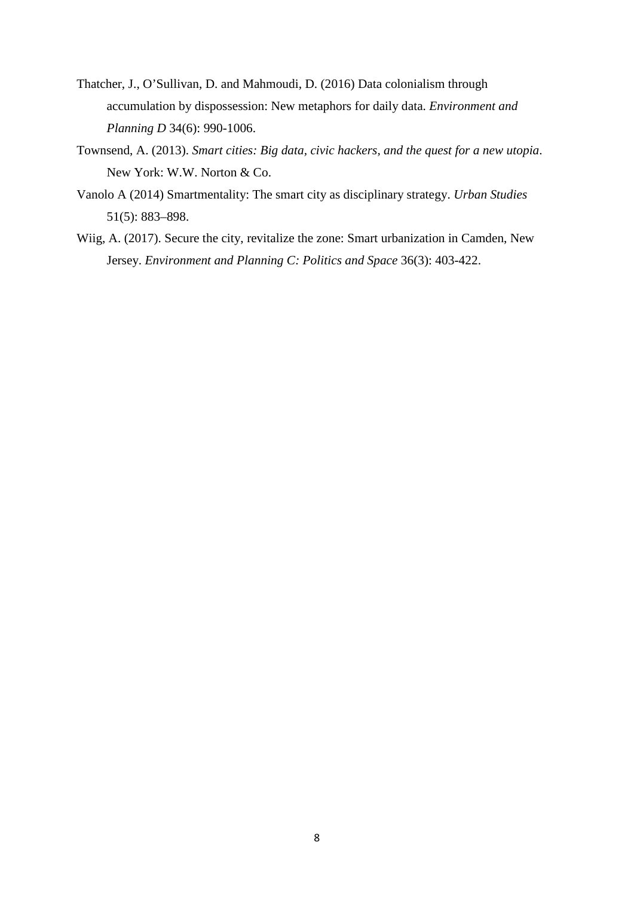Thatcher, J., O'Sullivan, D. and Mahmoudi, D. (2016) Data colonialism through accumulation by dispossession: New metaphors for daily data. *Environment and Planning D* 34(6): 990-1006.

Townsend, A. (2013). *Smart cities: Big data, civic hackers, and the quest for a new utopia*. New York: W.W. Norton & Co.

Vanolo A (2014) Smartmentality: The smart city as disciplinary strategy. *Urban Studies* 51(5): 883–898.

Wiig, A. (2017). Secure the city, revitalize the zone: Smart urbanization in Camden, New Jersey. *Environment and Planning C: Politics and Space* 36(3): 403-422.